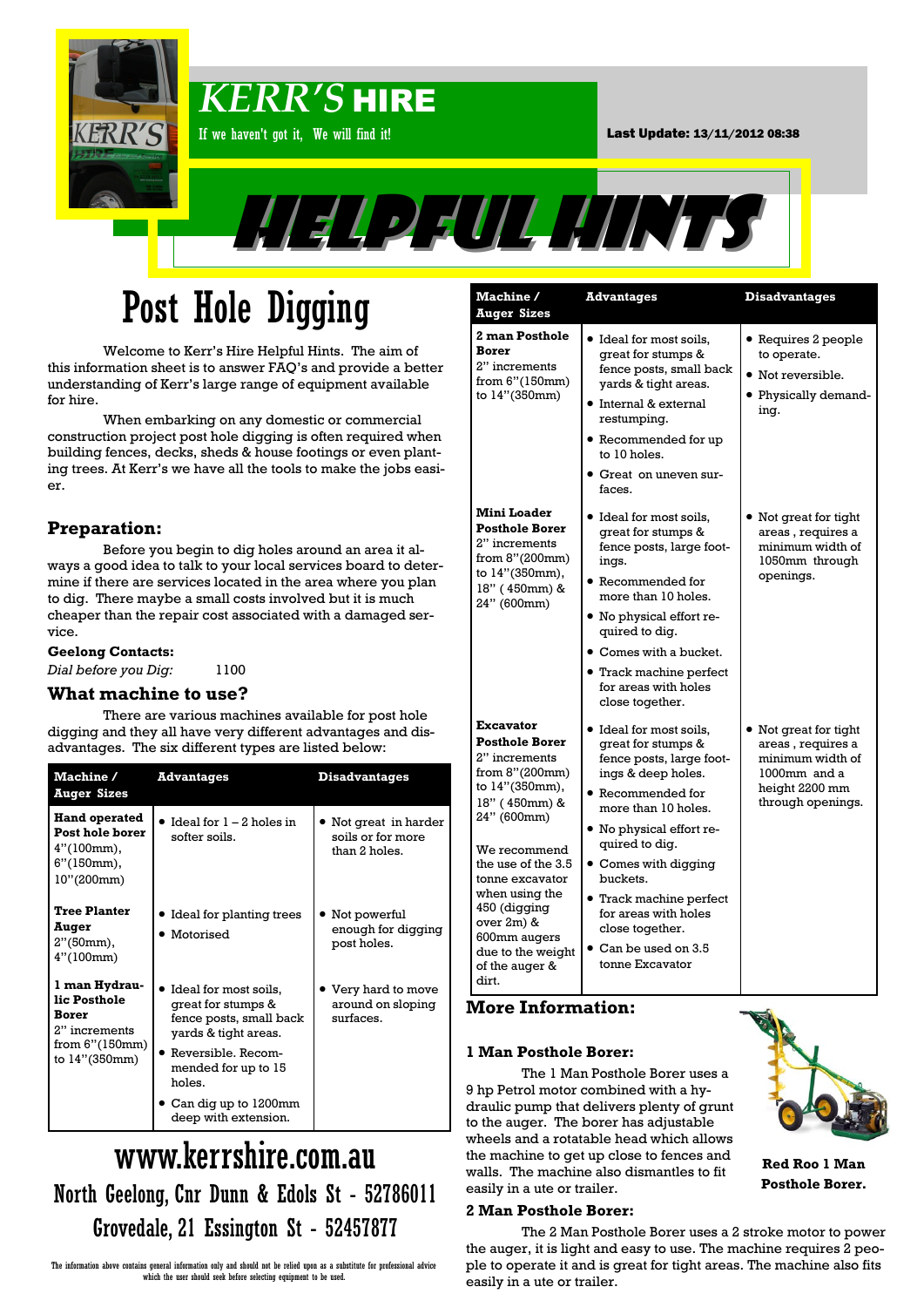# KERR'S HIRE

If we haven't got it, We will find it!

**Last Update: 13/11/2012 08:38**

# HELPFUL HINTS

## Post Hole Digging

Welcome to Kerr's Hire Helpful Hints. The aim of this information sheet is to answer FAQ's and provide a better understanding of Kerr's large range of equipment available for hire.

When embarking on any domestic or commercial construction project post hole digging is often required when building fences, decks, sheds & house footings or even planting trees. At Kerr's we have all the tools to make the jobs easier.

### Preparation:

Before you begin to dig holes around an area it always a good idea to talk to your local services board to determine if there are services located in the area where you plan to dig. There maybe a small costs involved but it is much cheaper than the repair cost associated with a damaged service.

**Geelong Contacts:**

*Dial before you Dig:* 1100

### What machine to use?

There are various machines available for post hole digging and they all have very different advantages and disadvantages. The six different types are listed below:

| Machine / Auger Sizes | Advantages | Disadvantages |
|---|---|---|
| **Hand operated Post hole borer** 4"(100mm), 6"(150mm), 10"(200mm) | • Ideal for 1 – 2 holes in softer soils. | • Not great in harder soils or for more than 2 holes. |
| **Tree Planter Auger** 2"(50mm), 4"(100mm) | • Ideal for planting trees<br>• Motorised | • Not powerful enough for digging post holes. |
| **1 man Hydraulic Posthole Borer** 2" increments from 6"(150mm) to 14"(350mm) | • Ideal for most soils, great for stumps & fence posts, small back yards & tight areas.<br>• Reversible. Recommended for up to 15 holes.<br>• Can dig up to 1200mm deep with extension. | • Very hard to move around on sloping surfaces. |
| **2 man Posthole Borer** 2" increments from 6"(150mm) to 14"(350mm) | • Ideal for most soils, great for stumps & fence posts, small back yards & tight areas.<br>• Internal & external restumping.<br>• Recommended for up to 10 holes.<br>• Great on uneven surfaces. | • Requires 2 people to operate.<br>• Not reversible.<br>• Physically demanding. |
| **Mini Loader Posthole Borer** 2" increments from 6"(200mm) to 14"(350mm), 18" ( 450mm) & 24" (600mm) | • Ideal for most soils, great for stumps & fence posts, large footings.<br>• Recommended for more than 10 holes.<br>• No physical effort required to dig.<br>• Comes with a bucket.<br>• Track machine perfect for areas with holes close together. | • Not great for tight areas , requires a minimum width of 1050mm through openings. |
| **Excavator Posthole Borer** 2" increments from 6"(200mm) to 14"(350mm), 18" ( 450mm) & 24" (600mm)<br><br>We recommend the use of the 3.5 tonne excavator when using the 450 (digging over 2m) & 600mm augers due to the weight of the auger & dirt. | • Ideal for most soils, great for stumps & fence posts, large footings & deep holes.<br>• Recommended for more than 10 holes.<br>• No physical effort required to dig.<br>• Comes with digging buckets.<br>• Track machine perfect for areas with holes close together.<br>• Can be used on 3.5 tonne Excavator | • Not great for tight areas , requires a minimum width of 1000mm and a height 2200 mm through openings. |

### More Information:

**1 Man Posthole Borer:**

The 1 Man Posthole Borer uses a 9 hp Petrol motor combined with a hydraulic pump that delivers plenty of grunt to the auger. The borer has adjustable wheels and a rotatable head which allows the machine to get up close to fences and walls. The machine also dismantles to fit easily in a ute or trailer.

**Red Roo 1 Man Posthole Borer.**

**2 Man Posthole Borer:**

The 2 Man Posthole Borer uses a 2 stroke motor to power the auger, it is light and easy to use. The machine requires 2 people to operate and is great for tight areas. The machine also fits easily in a ute or trailer.

## www.kerrshire.com.au

North Geelong, Cnr Dunn & Edols St - 52786011

Grovedale, 21 Essington St - 52457877

The information above contains general information only and should not be relied upon as a substitute for professional advice which the user should seek before selecting equipment to be used.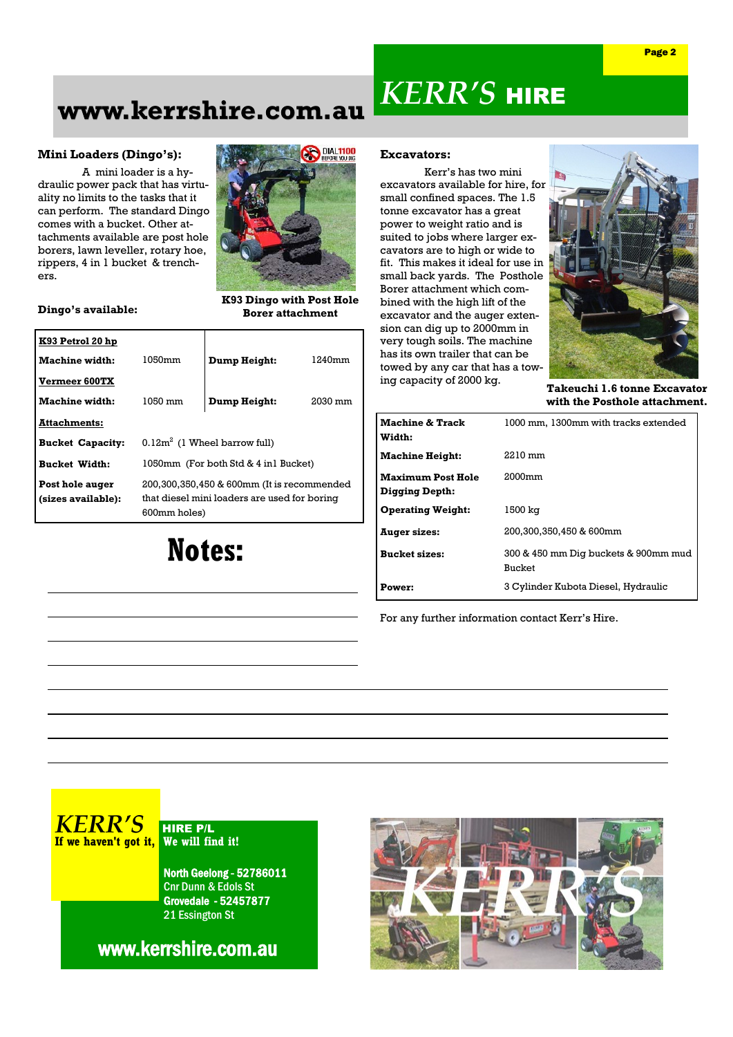# www.kerrshire.com.au

# *KERR'S* HIRE

## Mini Loaders (Dingo's):

A mini loader is a hydraulic power pack that has virtuality no limits to the tasks that it can perform. The standard Dingo comes with a bucket. Other attachments available are post hole borers, lawn leveller, rotary hoe, rippers, 4 in 1 bucket & trenchers.

**K93 Dingo with Post Hole Borer attachment**

**Dingo's available:**

| | | | |
|---|---|---|---|
| **K93 Petrol 20 hp** | | | |
| **Machine width:** | 1050mm | **Dump Height:** | 1240mm |
| **Vermeer 600TX** | | | |
| **Machine width:** | 1050 mm | **Dump Height:** | 2030 mm |
| **Attachments:** | | | |
| **Bucket Capacity:** | $0.12m^2$ (1 Wheel barrow full) | | |
| **Bucket Width:** | 1050mm (For both Std & 4 in1 Bucket) | | |
| **Post hole auger (sizes available):** | 200,300,350,450 & 600mm (It is recommended that diesel mini loaders are used for boring 600mm holes) | | |

# Notes:

## Excavators:

Kerr's has two mini excavators available for hire, for small confined spaces. The 1.5 tonne excavator has a great power to weight ratio and is suited to jobs where larger excavators are to high or wide to fit. This makes it ideal for use in small back yards. The Posthole Borer attachment which combined with the high lift of the excavator and the auger extension can dig up to 2000mm in very tough soils. The machine has its own trailer that can be towed by any car that has a towing capacity of 2000 kg.

**Takeuchi 1.6 tonne Excavator with the Posthole attachment.**

| | |
|---|---|
| **Machine & Track Width:** | 1000 mm, 1300mm with tracks extended |
| **Machine Height:** | 2210 mm |
| **Maximum Post Hole Digging Depth:** | 2000mm |
| **Operating Weight:** | 1500 kg |
| **Auger sizes:** | 200,300,350,450 & 600mm |
| **Bucket sizes:** | 300 & 450 mm Dig buckets & 900mm mud Bucket |
| **Power:** | 3 Cylinder Kubota Diesel, Hydraulic |

For any further information contact Kerr's Hire.

*KERR'S* HIRE P/L

If we haven't got it, We will find it!

**North Geelong - 52786011**
Cnr Dunn & Edols St
**Grovedale - 52457877**
21 Essington St

**www.kerrshire.com.au**